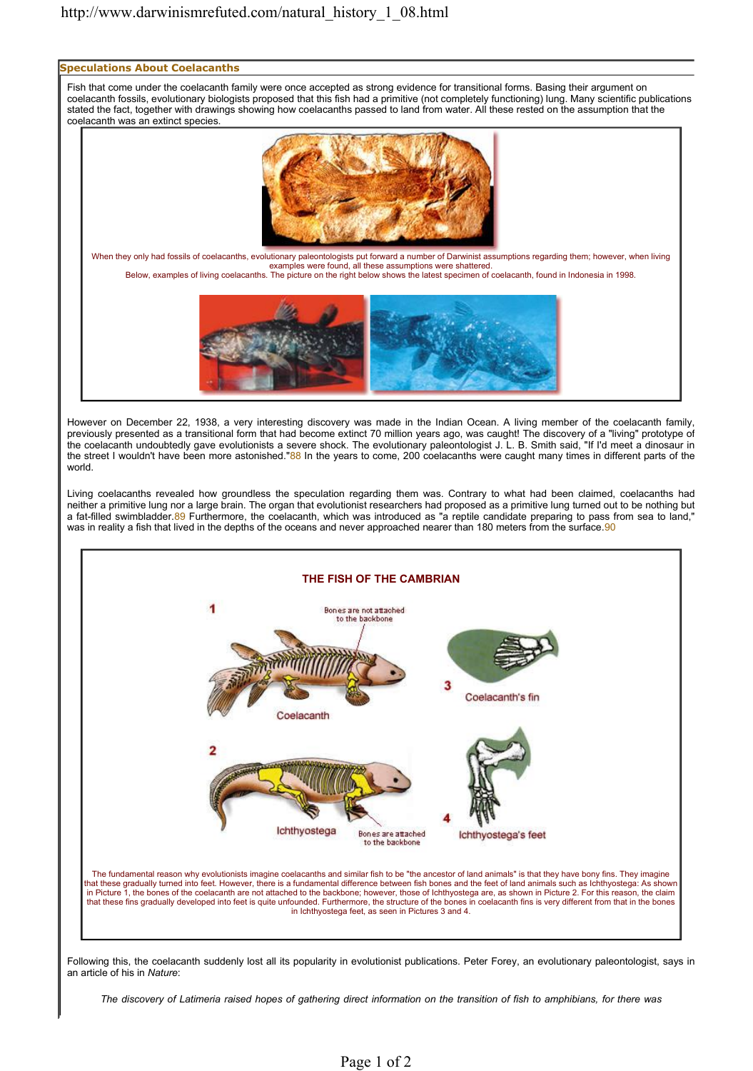http://www.darwinismrefuted.com/natural_history_1_08.html

## Speculations About Coelacanths

Fish that come under the coelacanth family were once accepted as strong evidence for transitional forms. Basing their argument on coelacanth fossils, evolutionary biologists proposed that this fish had a primitive (not completely functioning) lung. Many scientific publications stated the fact, together with drawings showing how coelacanths passed to land from water. All these rested on the assumption that the coelacanth was an extinct species.

When they only had fossils of coelacanths, evolutionary paleontologists put forward a number of Darwinist assumptions regarding them; however, when living examples were found, all these assumptions were shattered.
Below, examples of living coelacanths. The picture on the right below shows the latest specimen of coelacanth, found in Indonesia in 1998.

However on December 22, 1938, a very interesting discovery was made in the Indian Ocean. A living member of the coelacanth family, previously presented as a transitional form that had become extinct 70 million years ago, was caught! The discovery of a "living" prototype of the coelacanth undoubtedly gave evolutionists a severe shock. The evolutionary paleontologist J. L. B. Smith said, "If I'd meet a dinosaur in the street I wouldn't have been more astonished."88 In the years to come, 200 coelacanths were caught many times in different parts of the world.

Living coelacanths revealed how groundless the speculation regarding them was. Contrary to what had been claimed, coelacanths had neither a primitive lung nor a large brain. The organ that evolutionist researchers had proposed as a primitive lung turned out to be nothing but a fat-filled swimbladder.89 Furthermore, the coelacanth, which was introduced as "a reptile candidate preparing to pass from sea to land," was in reality a fish that lived in the depths of the oceans and never approached nearer than 180 meters from the surface.90

**THE FISH OF THE CAMBRIAN**

1 Coelacanth — Bones are not attached to the backbone

2 Ichthyostega — Bones are attached to the backbone

3 Coelacanth's fin

4 Ichthyostega's feet

The fundamental reason why evolutionists imagine coelacanths and similar fish to be "the ancestor of land animals" is that they have bony fins. They imagine that these gradually turned into feet. However, there is a fundamental difference between fish bones and the feet of land animals such as Ichthyostega: As shown in Picture 1, the bones of the coelacanth are not attached to the backbone; however, those of Ichthyostega are, as shown in Picture 2. For this reason, the claim that these fins gradually developed into feet is quite unfounded. Furthermore, the structure of the bones in coelacanth fins is very different from that in the bones in Ichthyostega feet, as seen in Pictures 3 and 4.

Following this, the coelacanth suddenly lost all its popularity in evolutionist publications. Peter Forey, an evolutionary paleontologist, says in an article of his in *Nature*:

> *The discovery of Latimeria raised hopes of gathering direct information on the transition of fish to amphibians, for there was*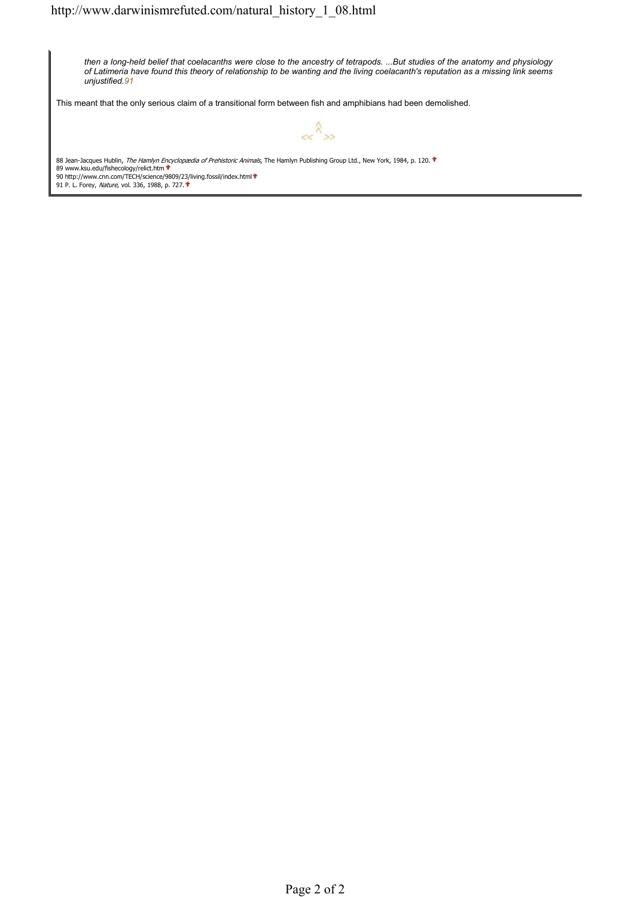*then a long-held belief that coelacanths were close to the ancestry of tetrapods. ...But studies of the anatomy and physiology of Latimeria have found this theory of relationship to be wanting and the living coelacanth's reputation as a missing link seems unjustified.*[91]

This meant that the only serious claim of a transitional form between fish and amphibians had been demolished.

88 Jean-Jacques Hublin, *The Hamlyn Encyclopædia of Prehistoric Animals*, The Hamlyn Publishing Group Ltd., New York, 1984, p. 120.
89 www.ksu.edu/fishecology/relict.htm
90 http://www.cnn.com/TECH/science/9809/23/living.fossil/index.html
91 P. L. Forey, *Nature*, vol. 336, 1988, p. 727.